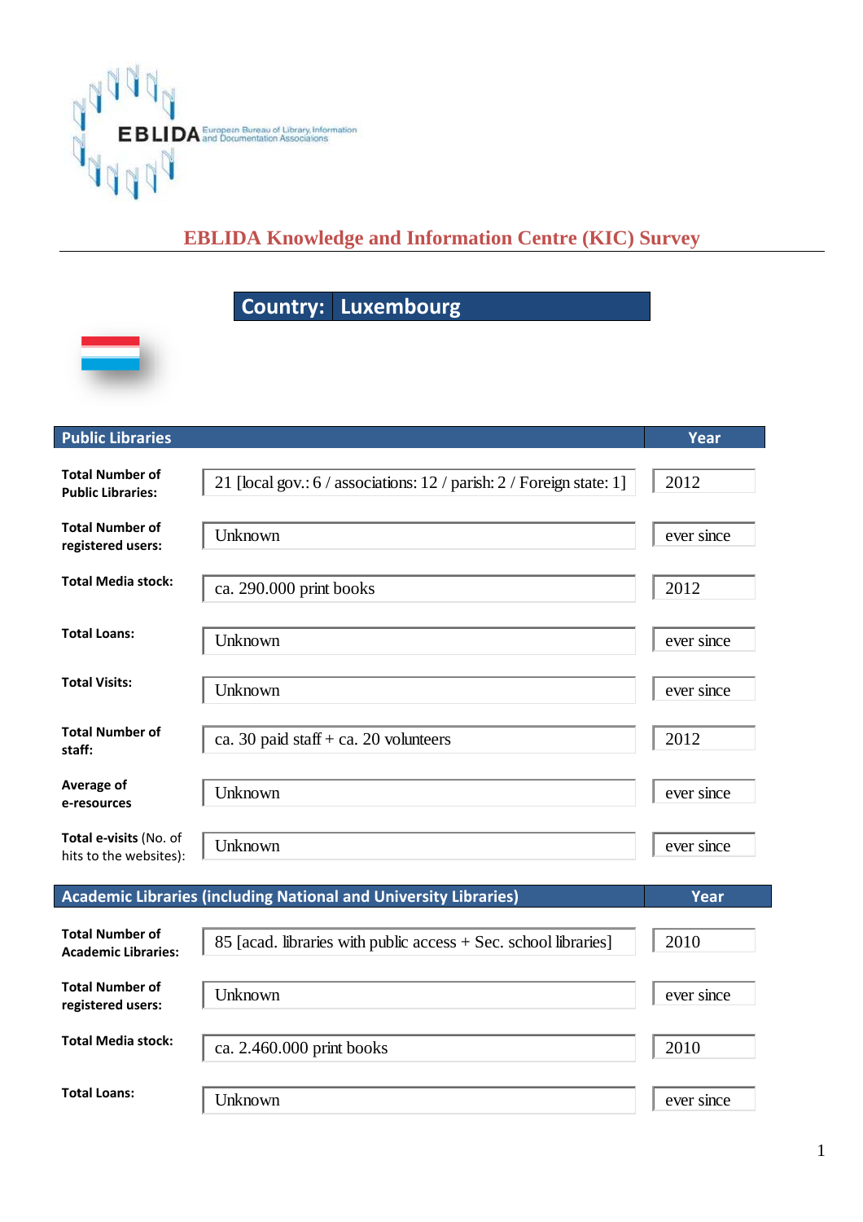# EBLIDA Knowledge and Information Centre (KIC) Survey

## Country: Luxembourg

| Public Libraries | | Year |
|---|---|---|
| **Total Number of Public Libraries:** | 21 [local gov.: 6 / associations: 12 / parish: 2 / Foreign state: 1] | 2012 |
| **Total Number of registered users:** | Unknown | ever since |
| **Total Media stock:** | ca. 290.000 print books | 2012 |
| **Total Loans:** | Unknown | ever since |
| **Total Visits:** | Unknown | ever since |
| **Total Number of staff:** | ca. 30 paid staff + ca. 20 volunteers | 2012 |
| **Average of e-resources** | Unknown | ever since |
| **Total e-visits** (No. of hits to the websites): | Unknown | ever since |

| Academic Libraries (including National and University Libraries) | | Year |
|---|---|---|
| **Total Number of Academic Libraries:** | 85 [acad. libraries with public access + Sec. school libraries] | 2010 |
| **Total Number of registered users:** | Unknown | ever since |
| **Total Media stock:** | ca. 2.460.000 print books | 2010 |
| **Total Loans:** | Unknown | ever since |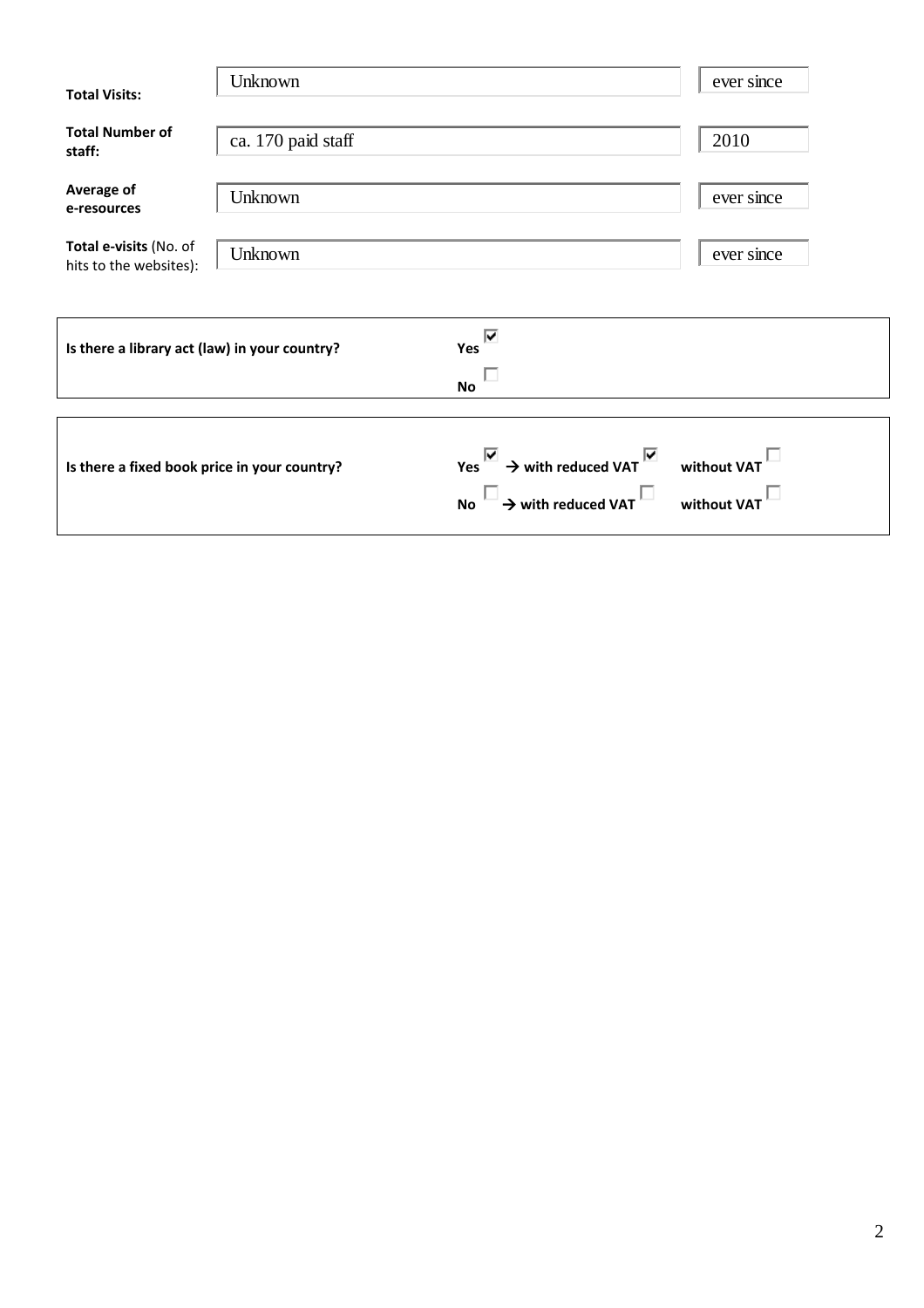| | | |
|---|---|---|
| **Total Visits:** | Unknown | ever since |
| **Total Number of staff:** | ca. 170 paid staff | 2010 |
| **Average of e-resources** | Unknown | ever since |
| **Total e-visits** (No. of hits to the websites): | Unknown | ever since |

| | |
|---|---|
| **Is there a library act (law) in your country?** | **Yes** ☑ |
| | **No** ☐ |

| | | | |
|---|---|---|---|
| **Is there a fixed book price in your country?** | **Yes** ☑ | **→ with reduced VAT** ☑ | **without VAT** ☐ |
| | **No** ☐ | **→ with reduced VAT** ☐ | **without VAT** ☐ |